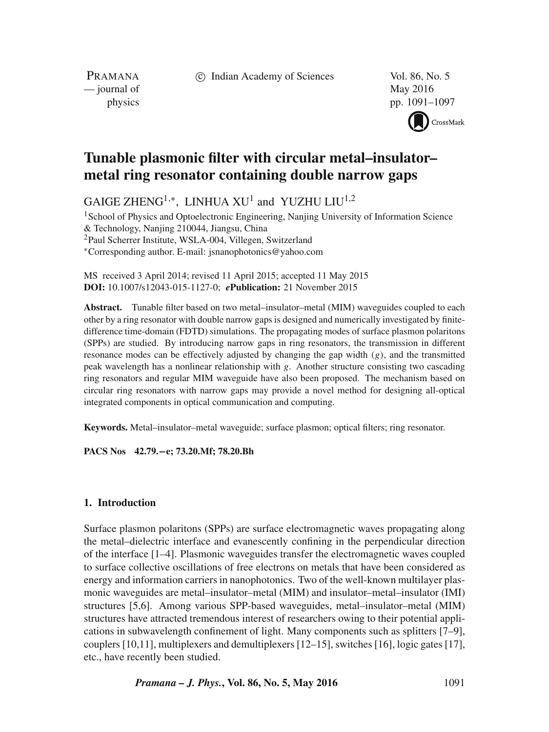# Tunable plasmonic filter with circular metal–insulator–metal ring resonator containing double narrow gaps

GAIGE ZHENG[1,*], LINHUA XU[1] and YUZHU LIU[1,2]

[1]School of Physics and Optoelectronic Engineering, Nanjing University of Information Science & Technology, Nanjing 210044, Jiangsu, China

[2]Paul Scherrer Institute, WSLA-004, Villegen, Switzerland

[*]Corresponding author. E-mail: jsnanophotonics@yahoo.com

MS received 3 April 2014; revised 11 April 2015; accepted 11 May 2015

**DOI:** 10.1007/s12043-015-1127-0; ***e*Publication:** 21 November 2015

**Abstract.** Tunable filter based on two metal–insulator–metal (MIM) waveguides coupled to each other by a ring resonator with double narrow gaps is designed and numerically investigated by finite-difference time-domain (FDTD) simulations. The propagating modes of surface plasmon polaritons (SPPs) are studied. By introducing narrow gaps in ring resonators, the transmission in different resonance modes can be effectively adjusted by changing the gap width ($g$), and the transmitted peak wavelength has a nonlinear relationship with $g$. Another structure consisting two cascading ring resonators and regular MIM waveguide have also been proposed. The mechanism based on circular ring resonators with narrow gaps may provide a novel method for designing all-optical integrated components in optical communication and computing.

**Keywords.** Metal–insulator–metal waveguide; surface plasmon; optical filters; ring resonator.

**PACS Nos** 42.79.−e; 73.20.Mf; 78.20.Bh

## 1. Introduction

Surface plasmon polaritons (SPPs) are surface electromagnetic waves propagating along the metal–dielectric interface and evanescently confining in the perpendicular direction of the interface [1–4]. Plasmonic waveguides transfer the electromagnetic waves coupled to surface collective oscillations of free electrons on metals that have been considered as energy and information carriers in nanophotonics. Two of the well-known multilayer plasmonic waveguides are metal–insulator–metal (MIM) and insulator–metal–insulator (IMI) structures [5,6]. Among various SPP-based waveguides, metal–insulator–metal (MIM) structures have attracted tremendous interest of researchers owing to their potential applications in subwavelength confinement of light. Many components such as splitters [7–9], couplers [10,11], multiplexers and demultiplexers [12–15], switches [16], logic gates [17], etc., have recently been studied.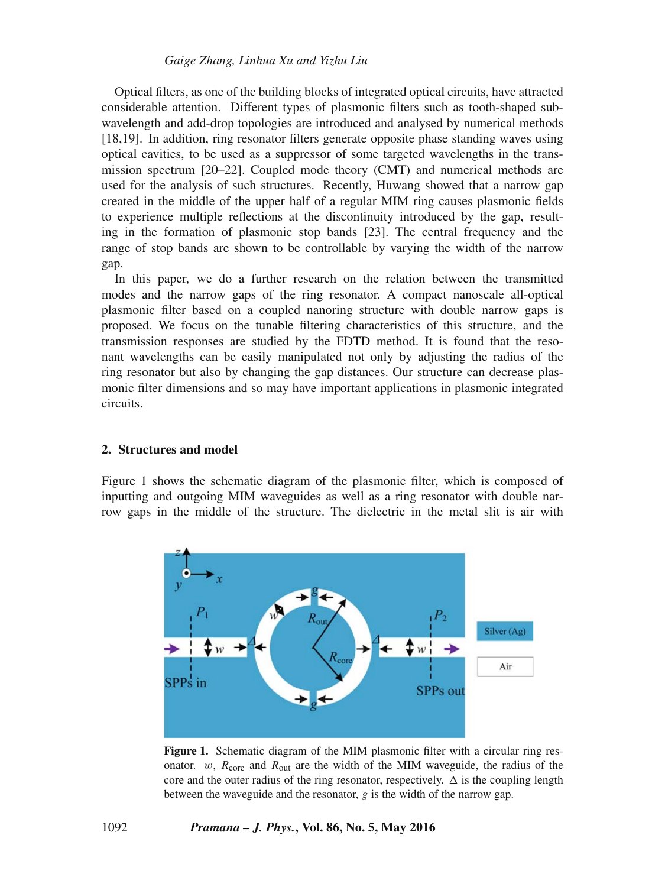Optical filters, as one of the building blocks of integrated optical circuits, have attracted considerable attention. Different types of plasmonic filters such as tooth-shaped subwavelength and add-drop topologies are introduced and analysed by numerical methods [18,19]. In addition, ring resonator filters generate opposite phase standing waves using optical cavities, to be used as a suppressor of some targeted wavelengths in the transmission spectrum [20–22]. Coupled mode theory (CMT) and numerical methods are used for the analysis of such structures. Recently, Huwang showed that a narrow gap created in the middle of the upper half of a regular MIM ring causes plasmonic fields to experience multiple reflections at the discontinuity introduced by the gap, resulting in the formation of plasmonic stop bands [23]. The central frequency and the range of stop bands are shown to be controllable by varying the width of the narrow gap.

In this paper, we do a further research on the relation between the transmitted modes and the narrow gaps of the ring resonator. A compact nanoscale all-optical plasmonic filter based on a coupled nanoring structure with double narrow gaps is proposed. We focus on the tunable filtering characteristics of this structure, and the transmission responses are studied by the FDTD method. It is found that the resonant wavelengths can be easily manipulated not only by adjusting the radius of the ring resonator but also by changing the gap distances. Our structure can decrease plasmonic filter dimensions and so may have important applications in plasmonic integrated circuits.

## 2. Structures and model

Figure 1 shows the schematic diagram of the plasmonic filter, which is composed of inputting and outgoing MIM waveguides as well as a ring resonator with double narrow gaps in the middle of the structure. The dielectric in the metal slit is air with

**Figure 1.** Schematic diagram of the MIM plasmonic filter with a circular ring resonator. $w$, $R_{core}$ and $R_{out}$ are the width of the MIM waveguide, the radius of the core and the outer radius of the ring resonator, respectively. $\Delta$ is the coupling length between the waveguide and the resonator, $g$ is the width of the narrow gap.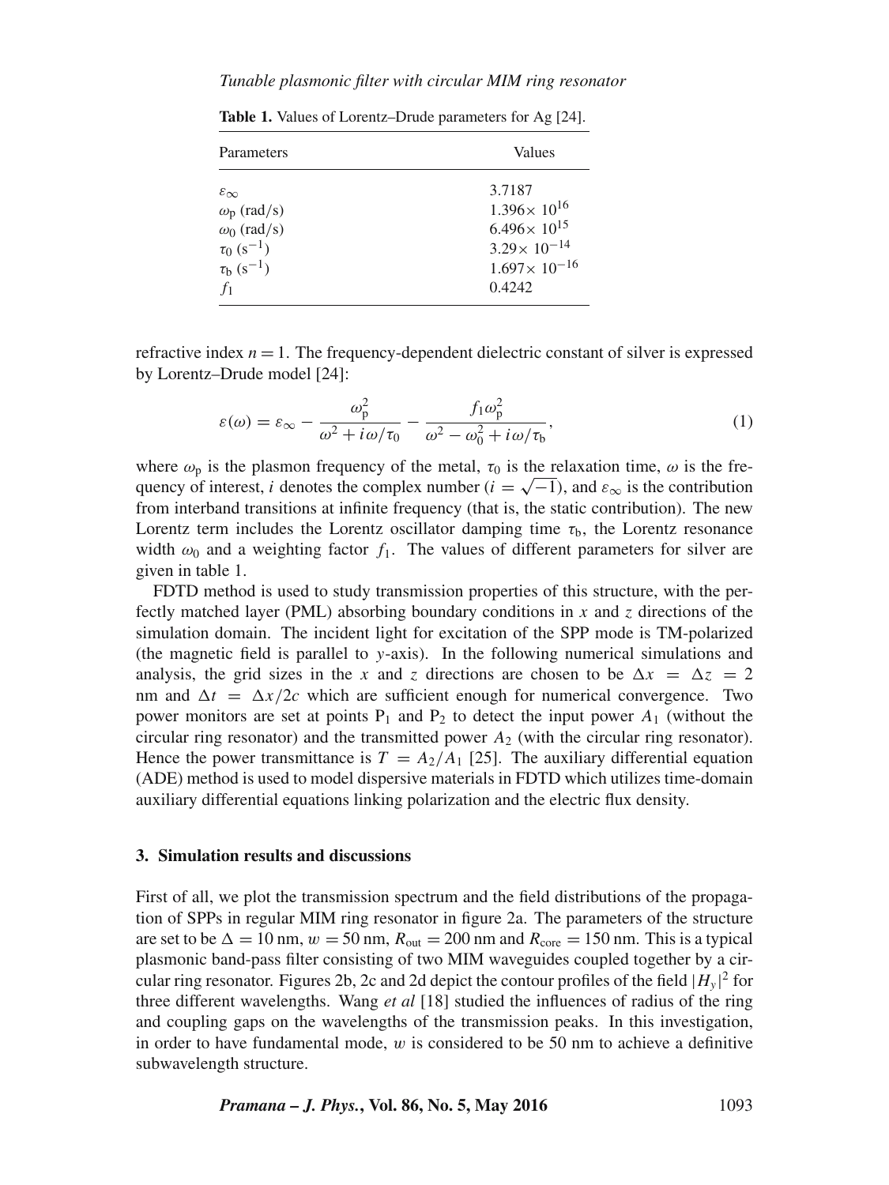**Table 1.** Values of Lorentz–Drude parameters for Ag [24].

| Parameters | Values |
|---|---|
| $\varepsilon_\infty$ | 3.7187 |
| $\omega_p$ (rad/s) | $1.396\times 10^{16}$ |
| $\omega_0$ (rad/s) | $6.496\times 10^{15}$ |
| $\tau_0$ ($s^{-1}$) | $3.29\times 10^{-14}$ |
| $\tau_b$ ($s^{-1}$) | $1.697\times 10^{-16}$ |
| $f_1$ | 0.4242 |

refractive index $n = 1$. The frequency-dependent dielectric constant of silver is expressed by Lorentz–Drude model [24]:

$$\varepsilon(\omega) = \varepsilon_\infty - \frac{\omega_p^2}{\omega^2 + i\omega/\tau_0} - \frac{f_1\omega_p^2}{\omega^2 - \omega_0^2 + i\omega/\tau_b}, \tag{1}$$

where $\omega_p$ is the plasmon frequency of the metal, $\tau_0$ is the relaxation time, $\omega$ is the frequency of interest, $i$ denotes the complex number ($i = \sqrt{-1}$), and $\varepsilon_\infty$ is the contribution from interband transitions at infinite frequency (that is, the static contribution). The new Lorentz term includes the Lorentz oscillator damping time $\tau_b$, the Lorentz resonance width $\omega_0$ and a weighting factor $f_1$. The values of different parameters for silver are given in table 1.

FDTD method is used to study transmission properties of this structure, with the perfectly matched layer (PML) absorbing boundary conditions in $x$ and $z$ directions of the simulation domain. The incident light for excitation of the SPP mode is TM-polarized (the magnetic field is parallel to $y$-axis). In the following numerical simulations and analysis, the grid sizes in the $x$ and $z$ directions are chosen to be $\Delta x = \Delta z = 2$ nm and $\Delta t = \Delta x/2c$ which are sufficient enough for numerical convergence. Two power monitors are set at points $P_1$ and $P_2$ to detect the input power $A_1$ (without the circular ring resonator) and the transmitted power $A_2$ (with the circular ring resonator). Hence the power transmittance is $T = A_2/A_1$ [25]. The auxiliary differential equation (ADE) method is used to model dispersive materials in FDTD which utilizes time-domain auxiliary differential equations linking polarization and the electric flux density.

### 3. Simulation results and discussions

First of all, we plot the transmission spectrum and the field distributions of the propagation of SPPs in regular MIM ring resonator in figure 2a. The parameters of the structure are set to be $\Delta = 10$ nm, $w = 50$ nm, $R_{out} = 200$ nm and $R_{core} = 150$ nm. This is a typical plasmonic band-pass filter consisting of two MIM waveguides coupled together by a circular ring resonator. Figures 2b, 2c and 2d depict the contour profiles of the field $|H_y|^2$ for three different wavelengths. Wang *et al* [18] studied the influences of radius of the ring and coupling gaps on the wavelengths of the transmission peaks. In this investigation, in order to have fundamental mode, $w$ is considered to be 50 nm to achieve a definitive subwavelength structure.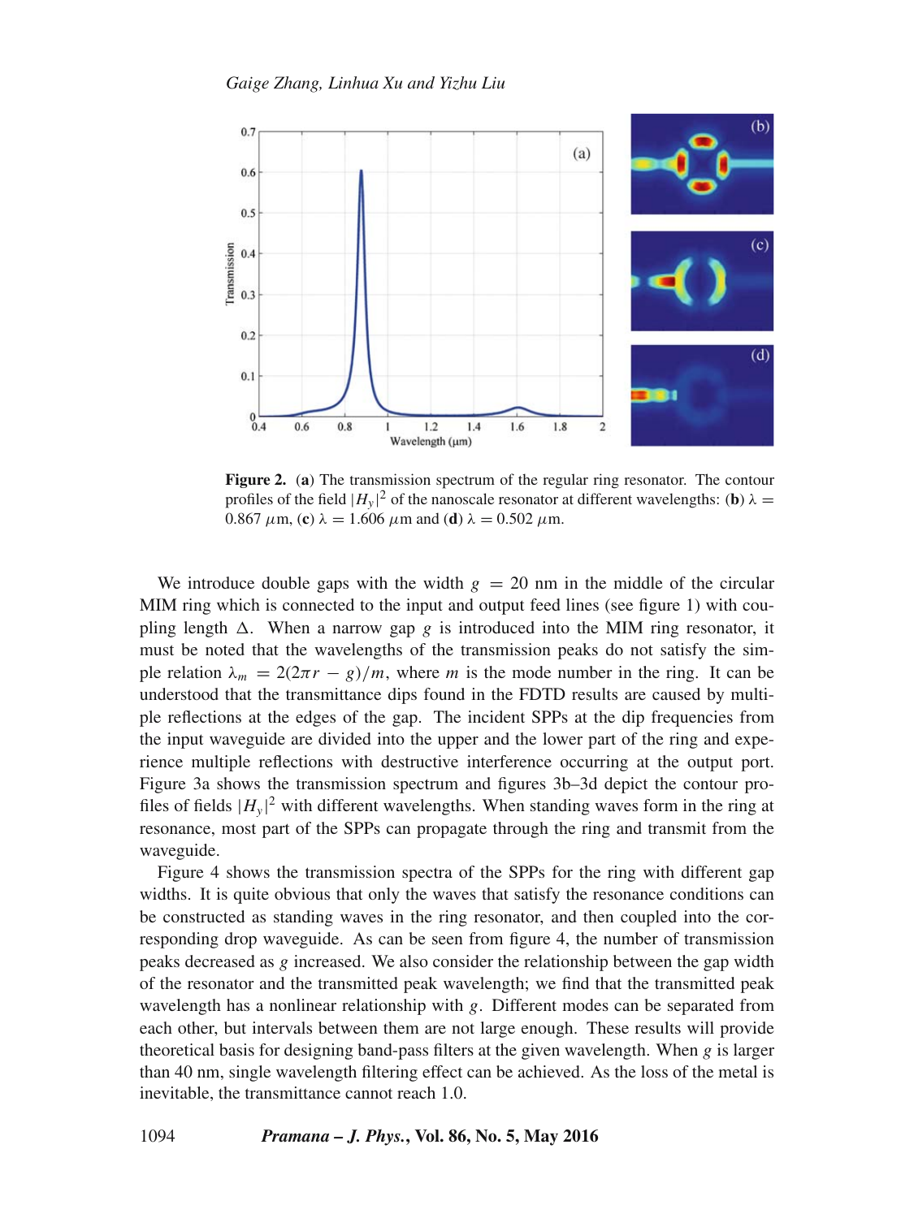**Figure 2.** (**a**) The transmission spectrum of the regular ring resonator. The contour profiles of the field $|H_y|^2$ of the nanoscale resonator at different wavelengths: (**b**) $\lambda = 0.867$ $\mu$m, (**c**) $\lambda = 1.606$ $\mu$m and (**d**) $\lambda = 0.502$ $\mu$m.

We introduce double gaps with the width $g = 20$ nm in the middle of the circular MIM ring which is connected to the input and output feed lines (see figure 1) with coupling length $\Delta$. When a narrow gap $g$ is introduced into the MIM ring resonator, it must be noted that the wavelengths of the transmission peaks do not satisfy the simple relation $\lambda_m = 2(2\pi r - g)/m$, where $m$ is the mode number in the ring. It can be understood that the transmittance dips found in the FDTD results are caused by multiple reflections at the edges of the gap. The incident SPPs at the dip frequencies from the input waveguide are divided into the upper and the lower part of the ring and experience multiple reflections with destructive interference occurring at the output port. Figure 3a shows the transmission spectrum and figures 3b–3d depict the contour profiles of fields $|H_y|^2$ with different wavelengths. When standing waves form in the ring at resonance, most part of the SPPs can propagate through the ring and transmit from the waveguide.

Figure 4 shows the transmission spectra of the SPPs for the ring with different gap widths. It is quite obvious that only the waves that satisfy the resonance conditions can be constructed as standing waves in the ring resonator, and then coupled into the corresponding drop waveguide. As can be seen from figure 4, the number of transmission peaks decreased as $g$ increased. We also consider the relationship between the gap width of the resonator and the transmitted peak wavelength; we find that the transmitted peak wavelength has a nonlinear relationship with $g$. Different modes can be separated from each other, but intervals between them are not large enough. These results will provide theoretical basis for designing band-pass filters at the given wavelength. When $g$ is larger than 40 nm, single wavelength filtering effect can be achieved. As the loss of the metal is inevitable, the transmittance cannot reach 1.0.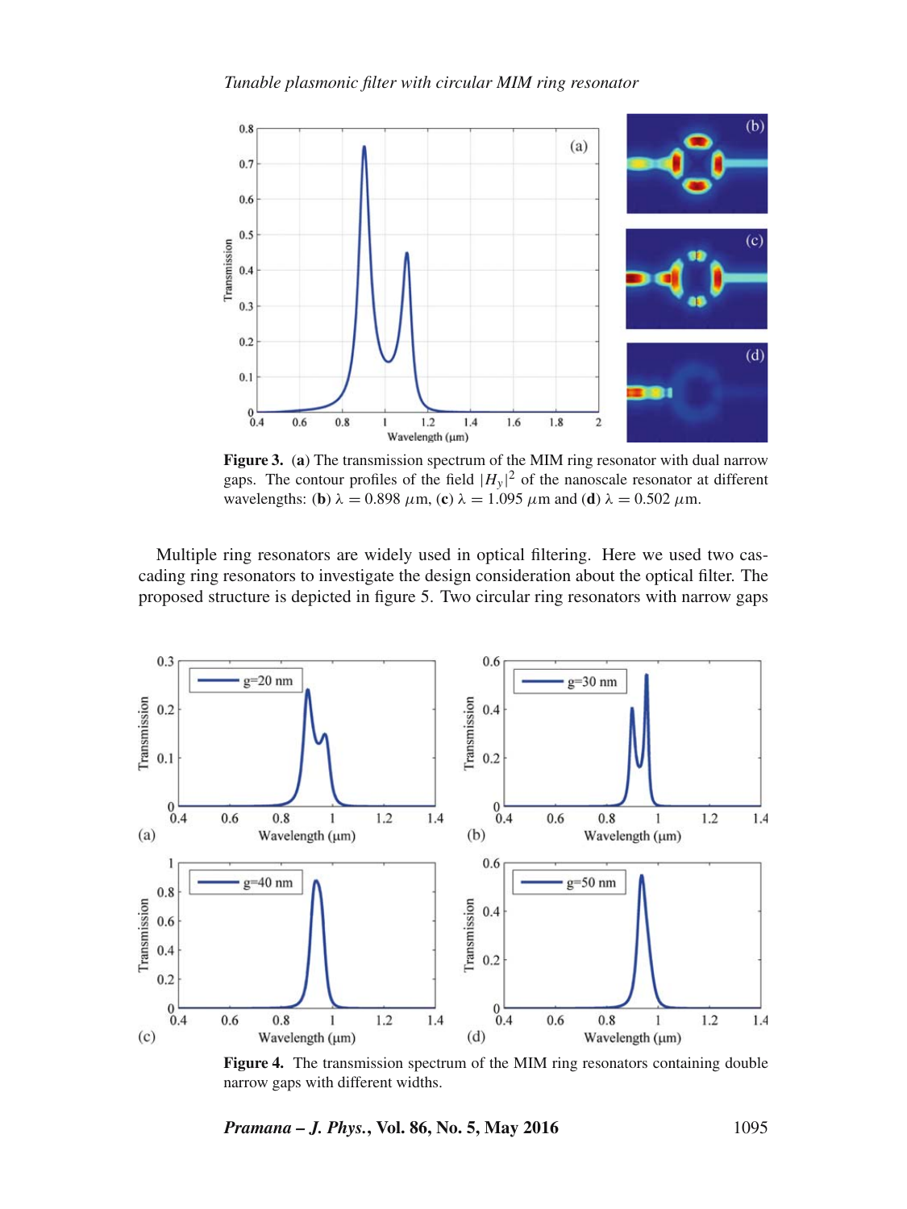**Figure 3.** (**a**) The transmission spectrum of the MIM ring resonator with dual narrow gaps. The contour profiles of the field $|H_y|^2$ of the nanoscale resonator at different wavelengths: (**b**) $\lambda = 0.898$ $\mu$m, (**c**) $\lambda = 1.095$ $\mu$m and (**d**) $\lambda = 0.502$ $\mu$m.

Multiple ring resonators are widely used in optical filtering. Here we used two cascading ring resonators to investigate the design consideration about the optical filter. The proposed structure is depicted in figure 5. Two circular ring resonators with narrow gaps

**Figure 4.** The transmission spectrum of the MIM ring resonators containing double narrow gaps with different widths.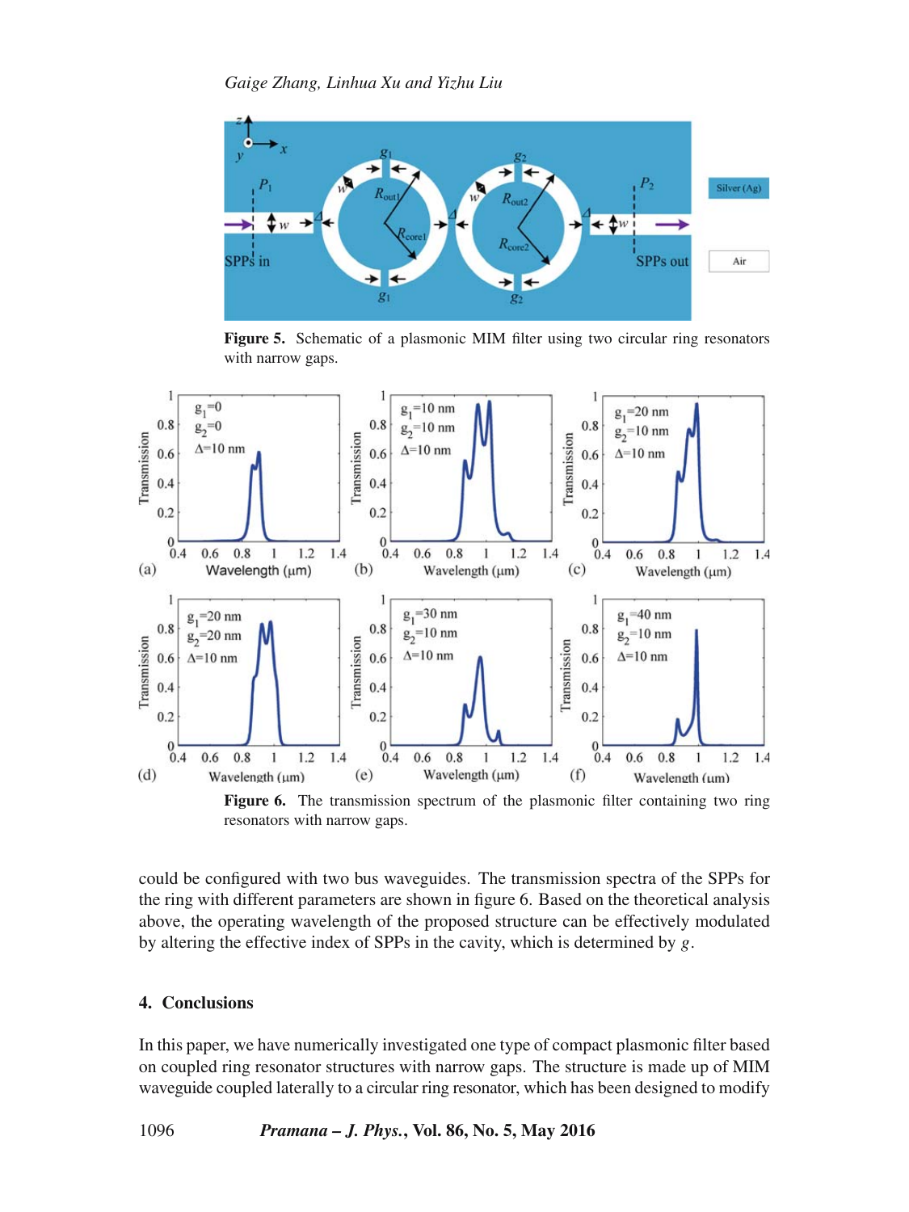Figure 5. Schematic of a plasmonic MIM filter using two circular ring resonators with narrow gaps.

Figure 6. The transmission spectrum of the plasmonic filter containing two ring resonators with narrow gaps.

could be configured with two bus waveguides. The transmission spectra of the SPPs for the ring with different parameters are shown in figure 6. Based on the theoretical analysis above, the operating wavelength of the proposed structure can be effectively modulated by altering the effective index of SPPs in the cavity, which is determined by $g$.

## 4. Conclusions

In this paper, we have numerically investigated one type of compact plasmonic filter based on coupled ring resonator structures with narrow gaps. The structure is made up of MIM waveguide coupled laterally to a circular ring resonator, which has been designed to modify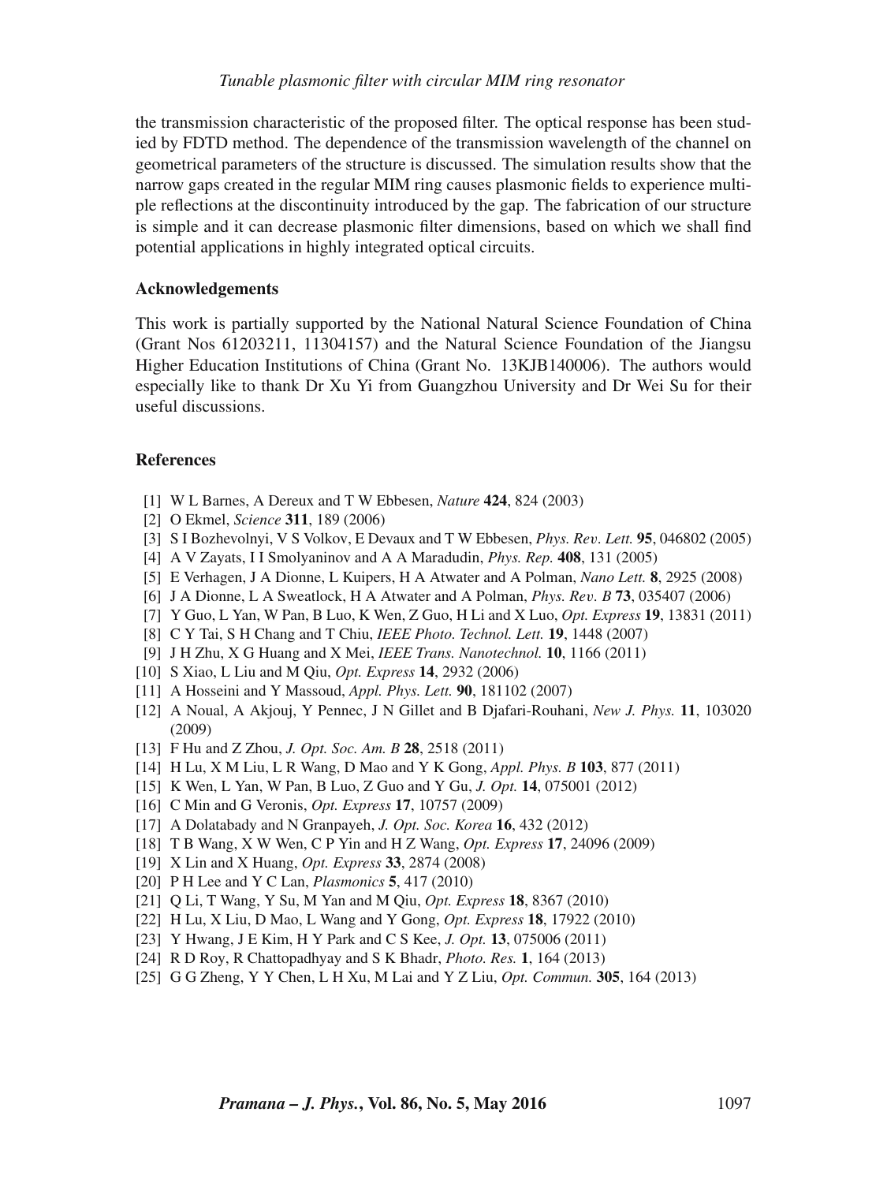the transmission characteristic of the proposed filter. The optical response has been studied by FDTD method. The dependence of the transmission wavelength of the channel on geometrical parameters of the structure is discussed. The simulation results show that the narrow gaps created in the regular MIM ring causes plasmonic fields to experience multiple reflections at the discontinuity introduced by the gap. The fabrication of our structure is simple and it can decrease plasmonic filter dimensions, based on which we shall find potential applications in highly integrated optical circuits.

## Acknowledgements

This work is partially supported by the National Natural Science Foundation of China (Grant Nos 61203211, 11304157) and the Natural Science Foundation of the Jiangsu Higher Education Institutions of China (Grant No. 13KJB140006). The authors would especially like to thank Dr Xu Yi from Guangzhou University and Dr Wei Su for their useful discussions.

## References

[1] W L Barnes, A Dereux and T W Ebbesen, *Nature* **424**, 824 (2003)
[2] O Ekmel, *Science* **311**, 189 (2006)
[3] S I Bozhevolnyi, V S Volkov, E Devaux and T W Ebbesen, *Phys. Rev. Lett.* **95**, 046802 (2005)
[4] A V Zayats, I I Smolyaninov and A A Maradudin, *Phys. Rep.* **408**, 131 (2005)
[5] E Verhagen, J A Dionne, L Kuipers, H A Atwater and A Polman, *Nano Lett.* **8**, 2925 (2008)
[6] J A Dionne, L A Sweatlock, H A Atwater and A Polman, *Phys. Rev. B* **73**, 035407 (2006)
[7] Y Guo, L Yan, W Pan, B Luo, K Wen, Z Guo, H Li and X Luo, *Opt. Express* **19**, 13831 (2011)
[8] C Y Tai, S H Chang and T Chiu, *IEEE Photo. Technol. Lett.* **19**, 1448 (2007)
[9] J H Zhu, X G Huang and X Mei, *IEEE Trans. Nanotechnol.* **10**, 1166 (2011)
[10] S Xiao, L Liu and M Qiu, *Opt. Express* **14**, 2932 (2006)
[11] A Hosseini and Y Massoud, *Appl. Phys. Lett.* **90**, 181102 (2007)
[12] A Noual, A Akjouj, Y Pennec, J N Gillet and B Djafari-Rouhani, *New J. Phys.* **11**, 103020 (2009)
[13] F Hu and Z Zhou, *J. Opt. Soc. Am. B* **28**, 2518 (2011)
[14] H Lu, X M Liu, L R Wang, D Mao and Y K Gong, *Appl. Phys. B* **103**, 877 (2011)
[15] K Wen, L Yan, W Pan, B Luo, Z Guo and Y Gu, *J. Opt.* **14**, 075001 (2012)
[16] C Min and G Veronis, *Opt. Express* **17**, 10757 (2009)
[17] A Dolatabady and N Granpayeh, *J. Opt. Soc. Korea* **16**, 432 (2012)
[18] T B Wang, X W Wen, C P Yin and H Z Wang, *Opt. Express* **17**, 24096 (2009)
[19] X Lin and X Huang, *Opt. Express* **33**, 2874 (2008)
[20] P H Lee and Y C Lan, *Plasmonics* **5**, 417 (2010)
[21] Q Li, T Wang, Y Su, M Yan and M Qiu, *Opt. Express* **18**, 8367 (2010)
[22] H Lu, X Liu, D Mao, L Wang and Y Gong, *Opt. Express* **18**, 17922 (2010)
[23] Y Hwang, J E Kim, H Y Park and C S Kee, *J. Opt.* **13**, 075006 (2011)
[24] R D Roy, R Chattopadhyay and S K Bhadr, *Photo. Res.* **1**, 164 (2013)
[25] G G Zheng, Y Y Chen, L H Xu, M Lai and Y Z Liu, *Opt. Commun.* **305**, 164 (2013)